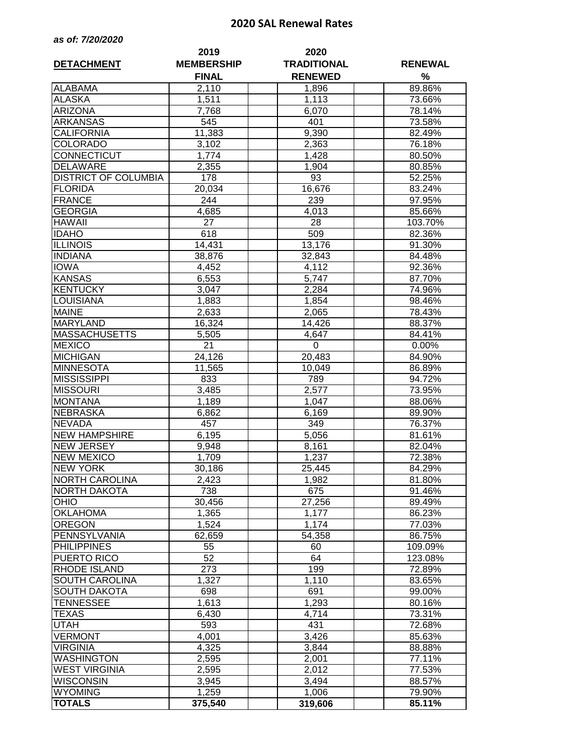# 2020 SAL Renewal Rates

***as of: 7/20/2020***

| DETACHMENT | 2019 MEMBERSHIP FINAL | 2020 TRADITIONAL RENEWED | RENEWAL % |
|---|---|---|---|
| ALABAMA | 2,110 | 1,896 | 89.86% |
| ALASKA | 1,511 | 1,113 | 73.66% |
| ARIZONA | 7,768 | 6,070 | 78.14% |
| ARKANSAS | 545 | 401 | 73.58% |
| CALIFORNIA | 11,383 | 9,390 | 82.49% |
| COLORADO | 3,102 | 2,363 | 76.18% |
| CONNECTICUT | 1,774 | 1,428 | 80.50% |
| DELAWARE | 2,355 | 1,904 | 80.85% |
| DISTRICT OF COLUMBIA | 178 | 93 | 52.25% |
| FLORIDA | 20,034 | 16,676 | 83.24% |
| FRANCE | 244 | 239 | 97.95% |
| GEORGIA | 4,685 | 4,013 | 85.66% |
| HAWAII | 27 | 28 | 103.70% |
| IDAHO | 618 | 509 | 82.36% |
| ILLINOIS | 14,431 | 13,176 | 91.30% |
| INDIANA | 38,876 | 32,843 | 84.48% |
| IOWA | 4,452 | 4,112 | 92.36% |
| KANSAS | 6,553 | 5,747 | 87.70% |
| KENTUCKY | 3,047 | 2,284 | 74.96% |
| LOUISIANA | 1,883 | 1,854 | 98.46% |
| MAINE | 2,633 | 2,065 | 78.43% |
| MARYLAND | 16,324 | 14,426 | 88.37% |
| MASSACHUSETTS | 5,505 | 4,647 | 84.41% |
| MEXICO | 21 | 0 | 0.00% |
| MICHIGAN | 24,126 | 20,483 | 84.90% |
| MINNESOTA | 11,565 | 10,049 | 86.89% |
| MISSISSIPPI | 833 | 789 | 94.72% |
| MISSOURI | 3,485 | 2,577 | 73.95% |
| MONTANA | 1,189 | 1,047 | 88.06% |
| NEBRASKA | 6,862 | 6,169 | 89.90% |
| NEVADA | 457 | 349 | 76.37% |
| NEW HAMPSHIRE | 6,195 | 5,056 | 81.61% |
| NEW JERSEY | 9,948 | 8,161 | 82.04% |
| NEW MEXICO | 1,709 | 1,237 | 72.38% |
| NEW YORK | 30,186 | 25,445 | 84.29% |
| NORTH CAROLINA | 2,423 | 1,982 | 81.80% |
| NORTH DAKOTA | 738 | 675 | 91.46% |
| OHIO | 30,456 | 27,256 | 89.49% |
| OKLAHOMA | 1,365 | 1,177 | 86.23% |
| OREGON | 1,524 | 1,174 | 77.03% |
| PENNSYLVANIA | 62,659 | 54,358 | 86.75% |
| PHILIPPINES | 55 | 60 | 109.09% |
| PUERTO RICO | 52 | 64 | 123.08% |
| RHODE ISLAND | 273 | 199 | 72.89% |
| SOUTH CAROLINA | 1,327 | 1,110 | 83.65% |
| SOUTH DAKOTA | 698 | 691 | 99.00% |
| TENNESSEE | 1,613 | 1,293 | 80.16% |
| TEXAS | 6,430 | 4,714 | 73.31% |
| UTAH | 593 | 431 | 72.68% |
| VERMONT | 4,001 | 3,426 | 85.63% |
| VIRGINIA | 4,325 | 3,844 | 88.88% |
| WASHINGTON | 2,595 | 2,001 | 77.11% |
| WEST VIRGINIA | 2,595 | 2,012 | 77.53% |
| WISCONSIN | 3,945 | 3,494 | 88.57% |
| WYOMING | 1,259 | 1,006 | 79.90% |
| **TOTALS** | **375,540** | **319,606** | **85.11%** |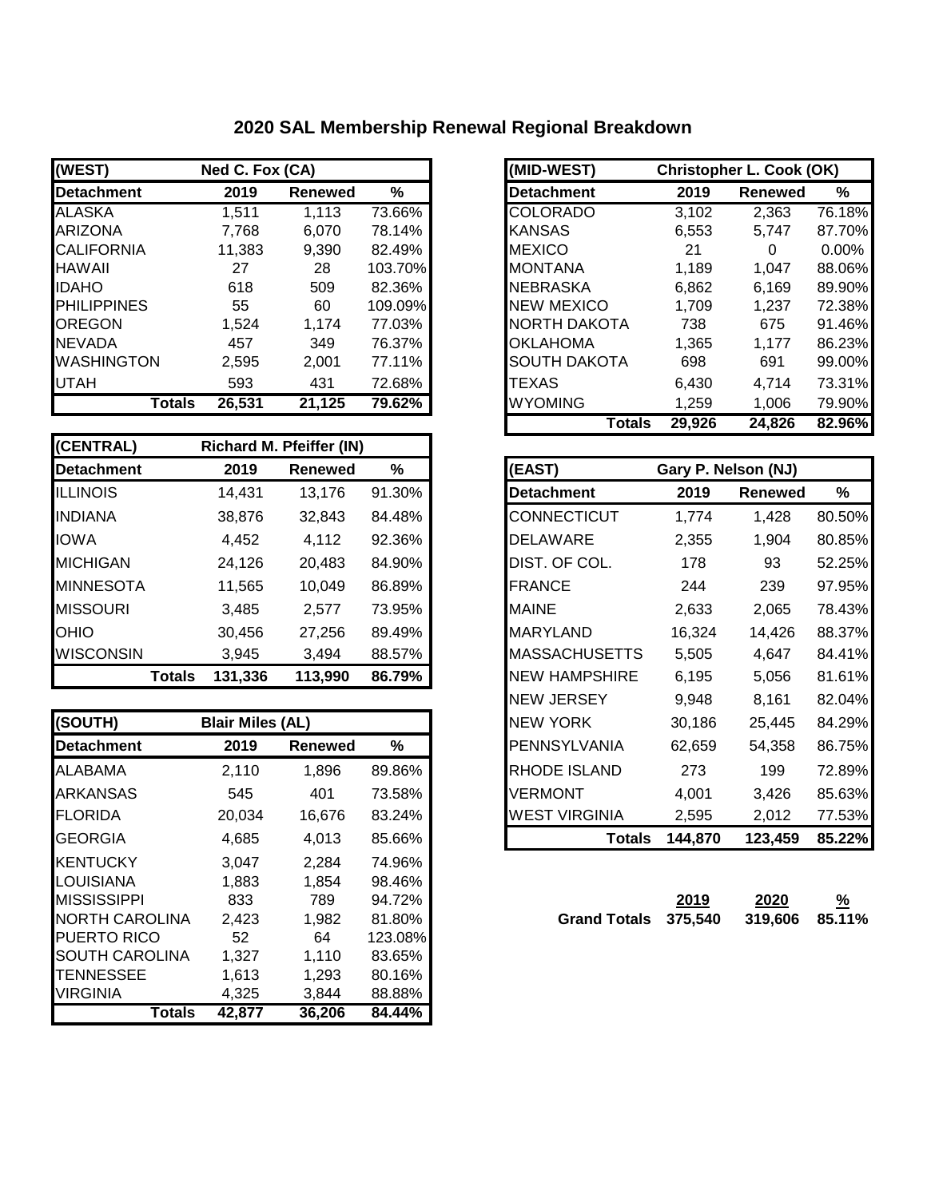# 2020 SAL Membership Renewal Regional Breakdown

| (WEST) | Ned C. Fox (CA) | | |
|---|---|---|---|
| Detachment | 2019 | Renewed | % |
| ALASKA | 1,511 | 1,113 | 73.66% |
| ARIZONA | 7,768 | 6,070 | 78.14% |
| CALIFORNIA | 11,383 | 9,390 | 82.49% |
| HAWAII | 27 | 28 | 103.70% |
| IDAHO | 618 | 509 | 82.36% |
| PHILIPPINES | 55 | 60 | 109.09% |
| OREGON | 1,524 | 1,174 | 77.03% |
| NEVADA | 457 | 349 | 76.37% |
| WASHINGTON | 2,595 | 2,001 | 77.11% |
| UTAH | 593 | 431 | 72.68% |
| Totals | 26,531 | 21,125 | 79.62% |

| (MID-WEST) | Christopher L. Cook (OK) | | |
|---|---|---|---|
| Detachment | 2019 | Renewed | % |
| COLORADO | 3,102 | 2,363 | 76.18% |
| KANSAS | 6,553 | 5,747 | 87.70% |
| MEXICO | 21 | 0 | 0.00% |
| MONTANA | 1,189 | 1,047 | 88.06% |
| NEBRASKA | 6,862 | 6,169 | 89.90% |
| NEW MEXICO | 1,709 | 1,237 | 72.38% |
| NORTH DAKOTA | 738 | 675 | 91.46% |
| OKLAHOMA | 1,365 | 1,177 | 86.23% |
| SOUTH DAKOTA | 698 | 691 | 99.00% |
| TEXAS | 6,430 | 4,714 | 73.31% |
| WYOMING | 1,259 | 1,006 | 79.90% |
| Totals | 29,926 | 24,826 | 82.96% |

| (CENTRAL) | Richard M. Pfeiffer (IN) | | |
|---|---|---|---|
| Detachment | 2019 | Renewed | % |
| ILLINOIS | 14,431 | 13,176 | 91.30% |
| INDIANA | 38,876 | 32,843 | 84.48% |
| IOWA | 4,452 | 4,112 | 92.36% |
| MICHIGAN | 24,126 | 20,483 | 84.90% |
| MINNESOTA | 11,565 | 10,049 | 86.89% |
| MISSOURI | 3,485 | 2,577 | 73.95% |
| OHIO | 30,456 | 27,256 | 89.49% |
| WISCONSIN | 3,945 | 3,494 | 88.57% |
| Totals | 131,336 | 113,990 | 86.79% |

| (EAST) | Gary P. Nelson (NJ) | | |
|---|---|---|---|
| Detachment | 2019 | Renewed | % |
| CONNECTICUT | 1,774 | 1,428 | 80.50% |
| DELAWARE | 2,355 | 1,904 | 80.85% |
| DIST. OF COL. | 178 | 93 | 52.25% |
| FRANCE | 244 | 239 | 97.95% |
| MAINE | 2,633 | 2,065 | 78.43% |
| MARYLAND | 16,324 | 14,426 | 88.37% |
| MASSACHUSETTS | 5,505 | 4,647 | 84.41% |
| NEW HAMPSHIRE | 6,195 | 5,056 | 81.61% |
| NEW JERSEY | 9,948 | 8,161 | 82.04% |
| NEW YORK | 30,186 | 25,445 | 84.29% |
| PENNSYLVANIA | 62,659 | 54,358 | 86.75% |
| RHODE ISLAND | 273 | 199 | 72.89% |
| VERMONT | 4,001 | 3,426 | 85.63% |
| WEST VIRGINIA | 2,595 | 2,012 | 77.53% |
| Totals | 144,870 | 123,459 | 85.22% |

| (SOUTH) | Blair Miles (AL) | | |
|---|---|---|---|
| Detachment | 2019 | Renewed | % |
| ALABAMA | 2,110 | 1,896 | 89.86% |
| ARKANSAS | 545 | 401 | 73.58% |
| FLORIDA | 20,034 | 16,676 | 83.24% |
| GEORGIA | 4,685 | 4,013 | 85.66% |
| KENTUCKY | 3,047 | 2,284 | 74.96% |
| LOUISIANA | 1,883 | 1,854 | 98.46% |
| MISSISSIPPI | 833 | 789 | 94.72% |
| NORTH CAROLINA | 2,423 | 1,982 | 81.80% |
| PUERTO RICO | 52 | 64 | 123.08% |
| SOUTH CAROLINA | 1,327 | 1,110 | 83.65% |
| TENNESSEE | 1,613 | 1,293 | 80.16% |
| VIRGINIA | 4,325 | 3,844 | 88.88% |
| Totals | 42,877 | 36,206 | 84.44% |

| | 2019 | 2020 | % |
|---|---|---|---|
| Grand Totals | 375,540 | 319,606 | 85.11% |